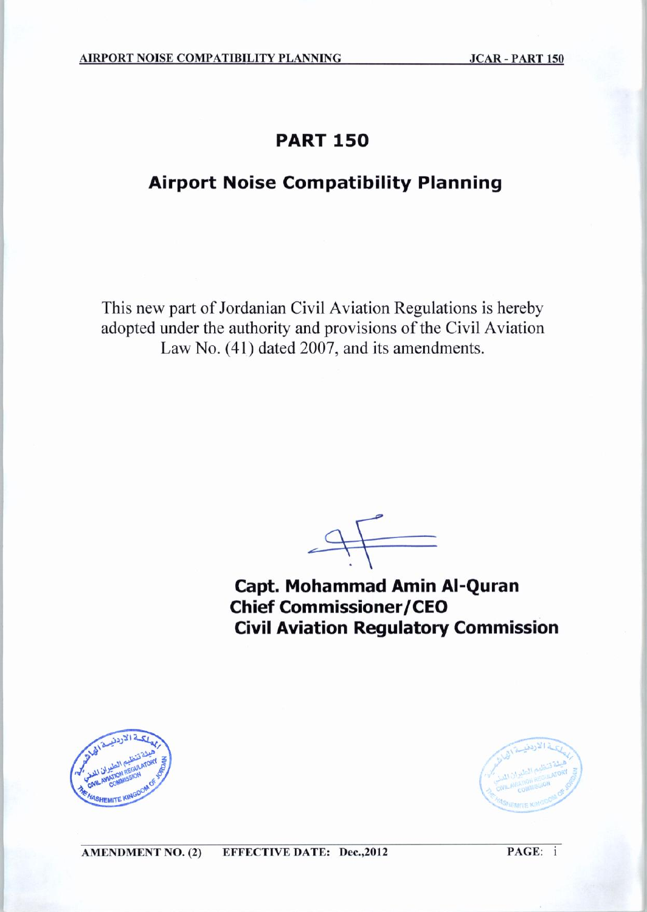# PART 150

## Airport Noise Compatibility Planning

This new part of Jordanian Civil Aviation Regulations is hereby adopted under the authority and provisions of the Civil Aviation Law No. (41) dated 2007, and its amendments.

**Capt. Mohammad Amin Al-Quran**
**Chief Commissioner/CEO**
**Civil Aviation Regulatory Commission**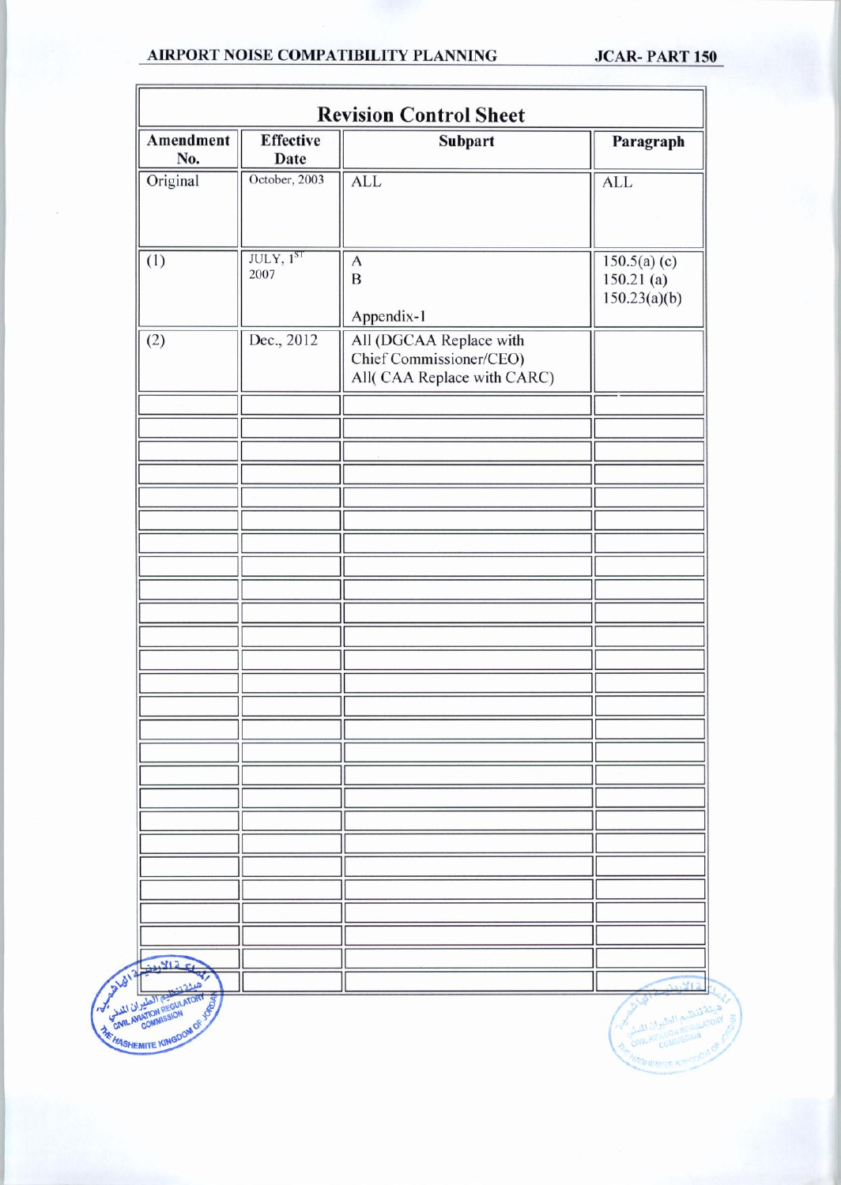## Revision Control Sheet

| Amendment No. | Effective Date | Subpart | Paragraph |
|---|---|---|---|
| Original | October, 2003 | ALL | ALL |
| (1) | JULY, 1ST 2007 | A<br>B<br><br>Appendix-1 | 150.5(a) (c)<br>150.21 (a)<br>150.23(a)(b) |
| (2) | Dec., 2012 | All (DGCAA Replace with Chief Commissioner/CEO)<br>All( CAA Replace with CARC) | |
| | | | |
| | | | |
| | | | |
| | | | |
| | | | |
| | | | |
| | | | |
| | | | |
| | | | |
| | | | |
| | | | |
| | | | |
| | | | |
| | | | |
| | | | |
| | | | |
| | | | |
| | | | |
| | | | |
| | | | |
| | | | |
| | | | |
| | | | |
| | | | |
| | | | |
| | | | |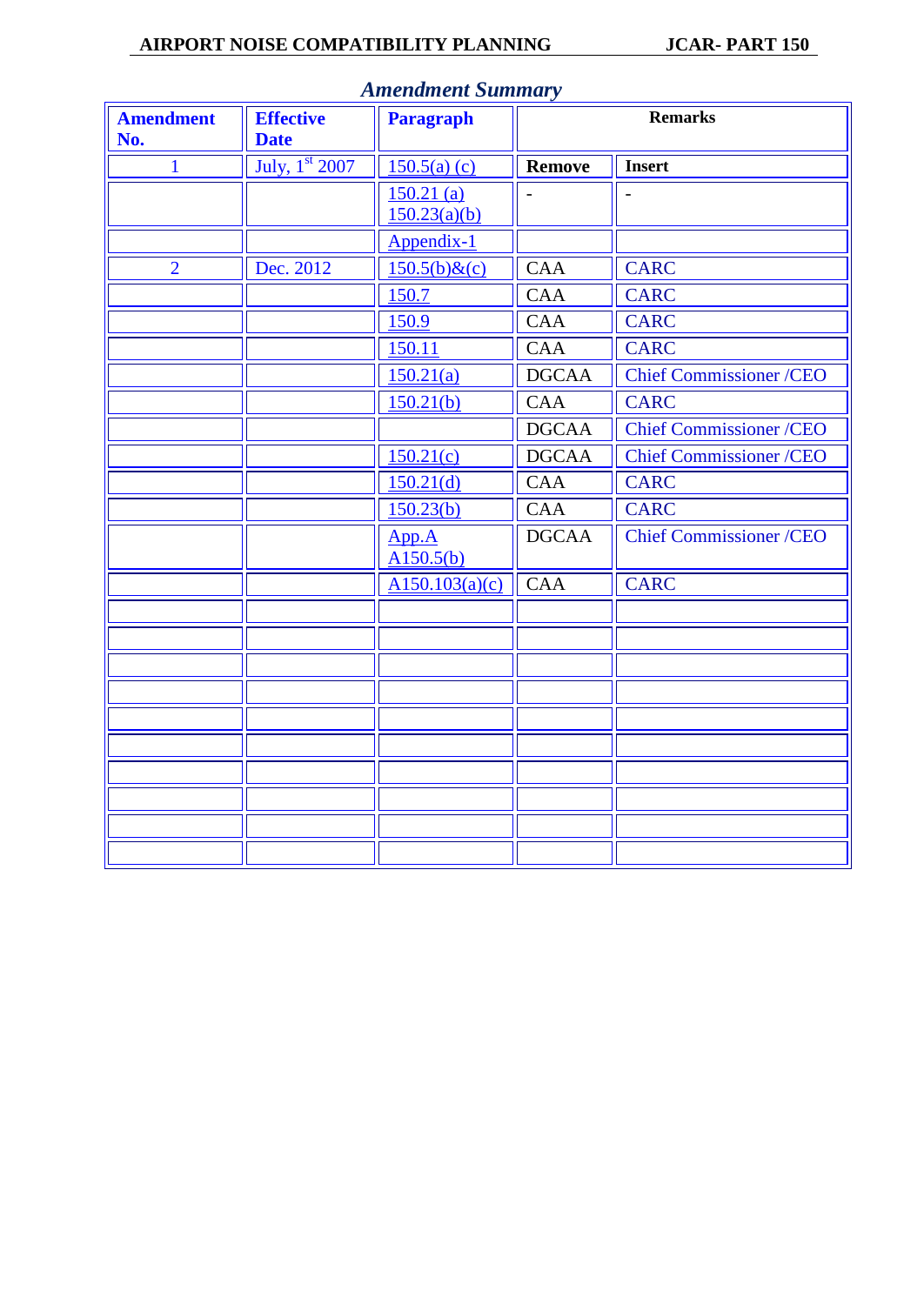## *Amendment Summary*

| Amendment No. | Effective Date | Paragraph | Remarks | |
|---|---|---|---|---|
| 1 | July, 1st 2007 | 150.5(a) (c) | **Remove** | **Insert** |
| | | 150.21 (a) 150.23(a)(b) | - | - |
| | | Appendix-1 | | |
| 2 | Dec. 2012 | 150.5(b)&(c) | CAA | CARC |
| | | 150.7 | CAA | CARC |
| | | 150.9 | CAA | CARC |
| | | 150.11 | CAA | CARC |
| | | 150.21(a) | DGCAA | Chief Commissioner /CEO |
| | | 150.21(b) | CAA | CARC |
| | | | DGCAA | Chief Commissioner /CEO |
| | | 150.21(c) | DGCAA | Chief Commissioner /CEO |
| | | 150.21(d) | CAA | CARC |
| | | 150.23(b) | CAA | CARC |
| | | App.A A150.5(b) | DGCAA | Chief Commissioner /CEO |
| | | A150.103(a)(c) | CAA | CARC |
| | | | | |
| | | | | |
| | | | | |
| | | | | |
| | | | | |
| | | | | |
| | | | | |
| | | | | |
| | | | | |
| | | | | |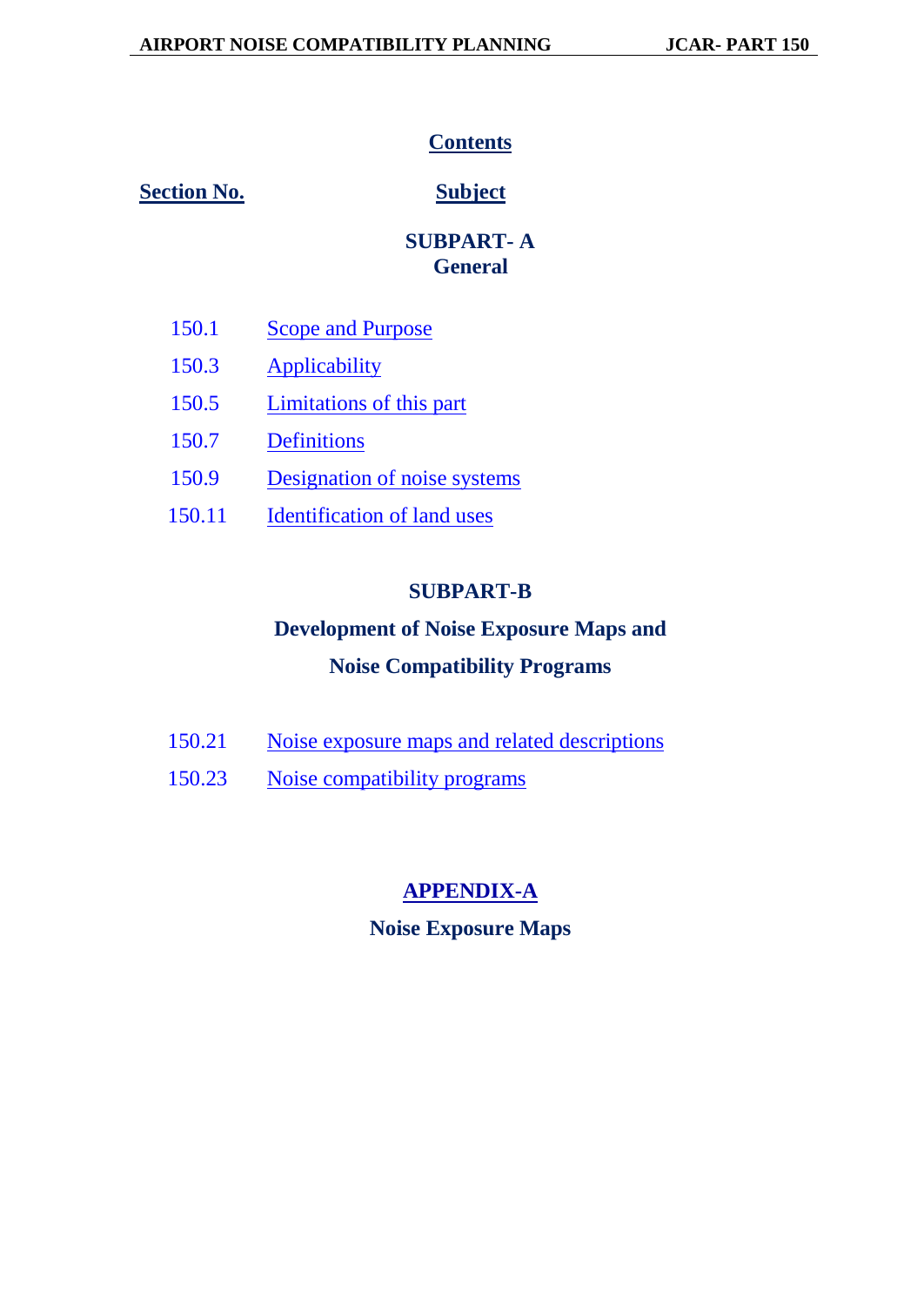## Contents

| Section No. | Subject |
|---|---|
| | **SUBPART- A General** |
| 150.1 | Scope and Purpose |
| 150.3 | Applicability |
| 150.5 | Limitations of this part |
| 150.7 | Definitions |
| 150.9 | Designation of noise systems |
| 150.11 | Identification of land uses |
| | **SUBPART-B Development of Noise Exposure Maps and Noise Compatibility Programs** |
| 150.21 | Noise exposure maps and related descriptions |
| 150.23 | Noise compatibility programs |

**APPENDIX-A**

**Noise Exposure Maps**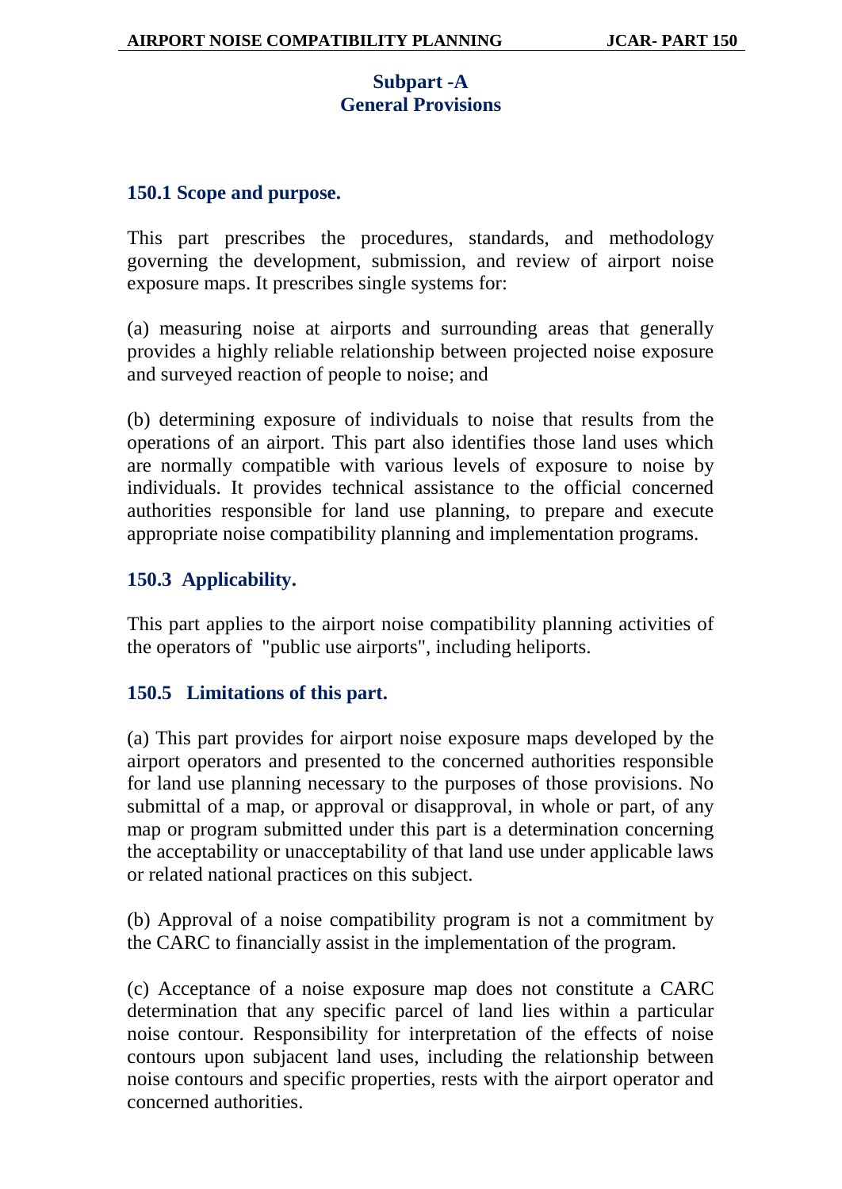## Subpart -A
## General Provisions

### 150.1 Scope and purpose.

This part prescribes the procedures, standards, and methodology governing the development, submission, and review of airport noise exposure maps. It prescribes single systems for:

(a) measuring noise at airports and surrounding areas that generally provides a highly reliable relationship between projected noise exposure and surveyed reaction of people to noise; and

(b) determining exposure of individuals to noise that results from the operations of an airport. This part also identifies those land uses which are normally compatible with various levels of exposure to noise by individuals. It provides technical assistance to the official concerned authorities responsible for land use planning, to prepare and execute appropriate noise compatibility planning and implementation programs.

### 150.3 Applicability.

This part applies to the airport noise compatibility planning activities of the operators of "public use airports", including heliports.

### 150.5 Limitations of this part.

(a) This part provides for airport noise exposure maps developed by the airport operators and presented to the concerned authorities responsible for land use planning necessary to the purposes of those provisions. No submittal of a map, or approval or disapproval, in whole or part, of any map or program submitted under this part is a determination concerning the acceptability or unacceptability of that land use under applicable laws or related national practices on this subject.

(b) Approval of a noise compatibility program is not a commitment by the CARC to financially assist in the implementation of the program.

(c) Acceptance of a noise exposure map does not constitute a CARC determination that any specific parcel of land lies within a particular noise contour. Responsibility for interpretation of the effects of noise contours upon subjacent land uses, including the relationship between noise contours and specific properties, rests with the airport operator and concerned authorities.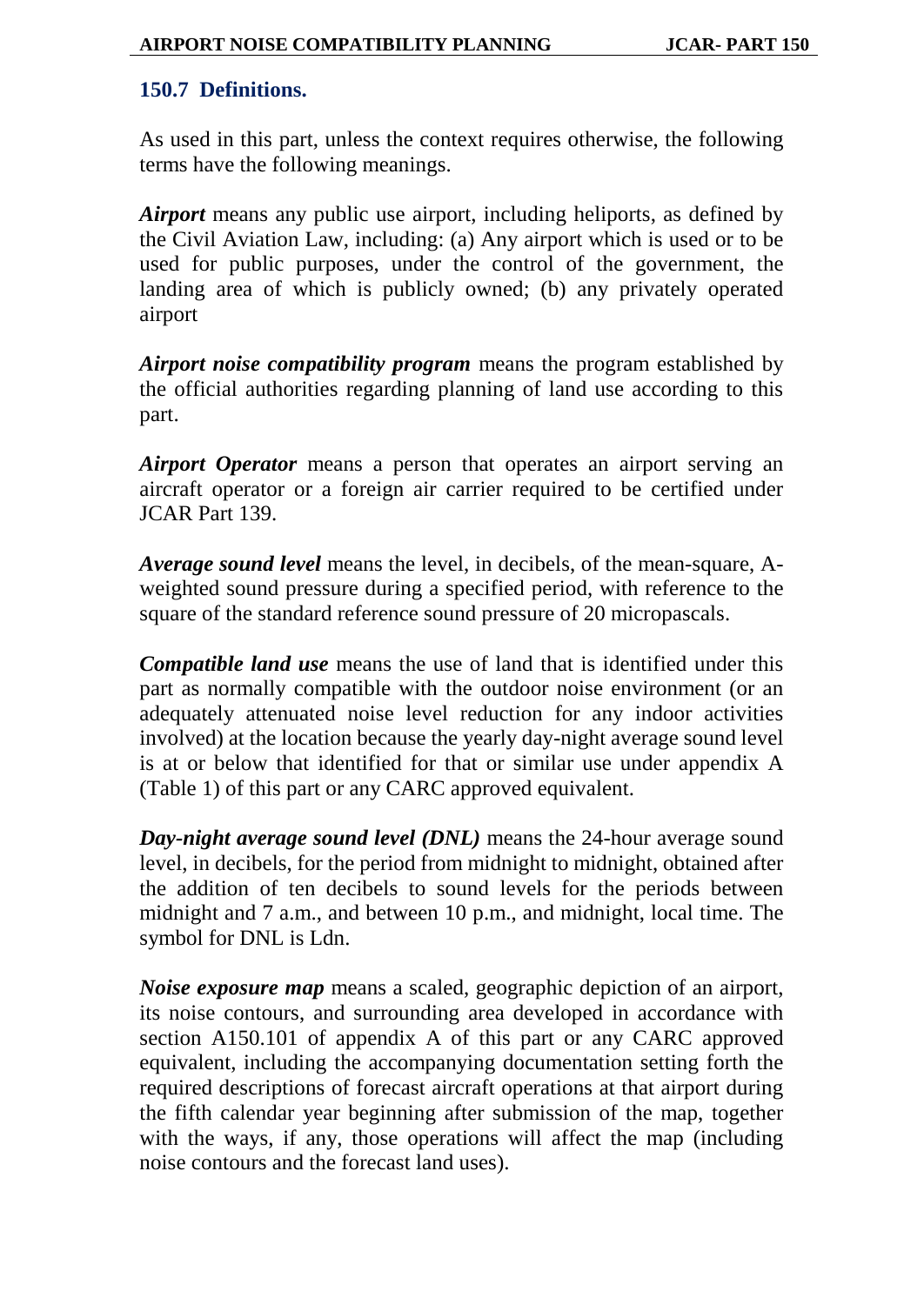## 150.7 Definitions.

As used in this part, unless the context requires otherwise, the following terms have the following meanings.

***Airport*** means any public use airport, including heliports, as defined by the Civil Aviation Law, including: (a) Any airport which is used or to be used for public purposes, under the control of the government, the landing area of which is publicly owned; (b) any privately operated airport

***Airport noise compatibility program*** means the program established by the official authorities regarding planning of land use according to this part.

***Airport Operator*** means a person that operates an airport serving an aircraft operator or a foreign air carrier required to be certified under JCAR Part 139.

***Average sound level*** means the level, in decibels, of the mean-square, A-weighted sound pressure during a specified period, with reference to the square of the standard reference sound pressure of 20 micropascals.

***Compatible land use*** means the use of land that is identified under this part as normally compatible with the outdoor noise environment (or an adequately attenuated noise level reduction for any indoor activities involved) at the location because the yearly day-night average sound level is at or below that identified for that or similar use under appendix A (Table 1) of this part or any CARC approved equivalent.

***Day-night average sound level (DNL)*** means the 24-hour average sound level, in decibels, for the period from midnight to midnight, obtained after the addition of ten decibels to sound levels for the periods between midnight and 7 a.m., and between 10 p.m., and midnight, local time. The symbol for DNL is Ldn.

***Noise exposure map*** means a scaled, geographic depiction of an airport, its noise contours, and surrounding area developed in accordance with section A150.101 of appendix A of this part or any CARC approved equivalent, including the accompanying documentation setting forth the required descriptions of forecast aircraft operations at that airport during the fifth calendar year beginning after submission of the map, together with the ways, if any, those operations will affect the map (including noise contours and the forecast land uses).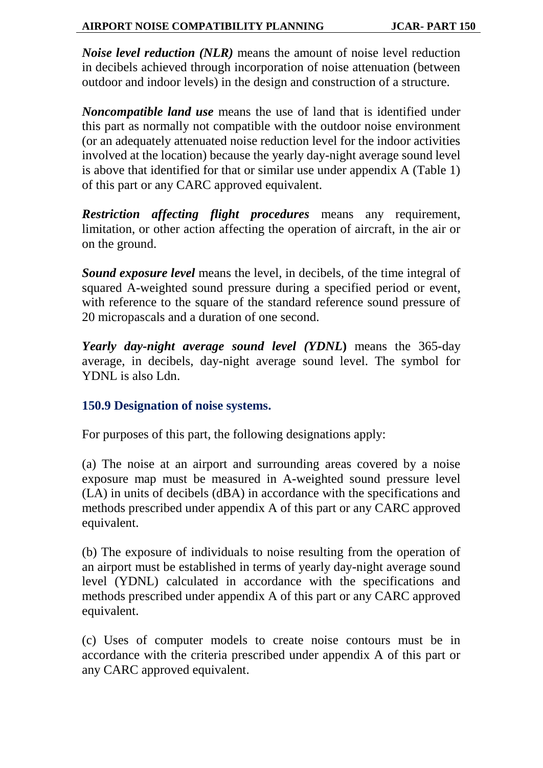***Noise level reduction (NLR)*** means the amount of noise level reduction in decibels achieved through incorporation of noise attenuation (between outdoor and indoor levels) in the design and construction of a structure.

***Noncompatible land use*** means the use of land that is identified under this part as normally not compatible with the outdoor noise environment (or an adequately attenuated noise reduction level for the indoor activities involved at the location) because the yearly day-night average sound level is above that identified for that or similar use under appendix A (Table 1) of this part or any CARC approved equivalent.

***Restriction affecting flight procedures*** means any requirement, limitation, or other action affecting the operation of aircraft, in the air or on the ground.

***Sound exposure level*** means the level, in decibels, of the time integral of squared A-weighted sound pressure during a specified period or event, with reference to the square of the standard reference sound pressure of 20 micropascals and a duration of one second.

***Yearly day-night average sound level (YDNL)*** means the 365-day average, in decibels, day-night average sound level. The symbol for YDNL is also Ldn.

### 150.9 Designation of noise systems.

For purposes of this part, the following designations apply:

(a) The noise at an airport and surrounding areas covered by a noise exposure map must be measured in A-weighted sound pressure level (LA) in units of decibels (dBA) in accordance with the specifications and methods prescribed under appendix A of this part or any CARC approved equivalent.

(b) The exposure of individuals to noise resulting from the operation of an airport must be established in terms of yearly day-night average sound level (YDNL) calculated in accordance with the specifications and methods prescribed under appendix A of this part or any CARC approved equivalent.

(c) Uses of computer models to create noise contours must be in accordance with the criteria prescribed under appendix A of this part or any CARC approved equivalent.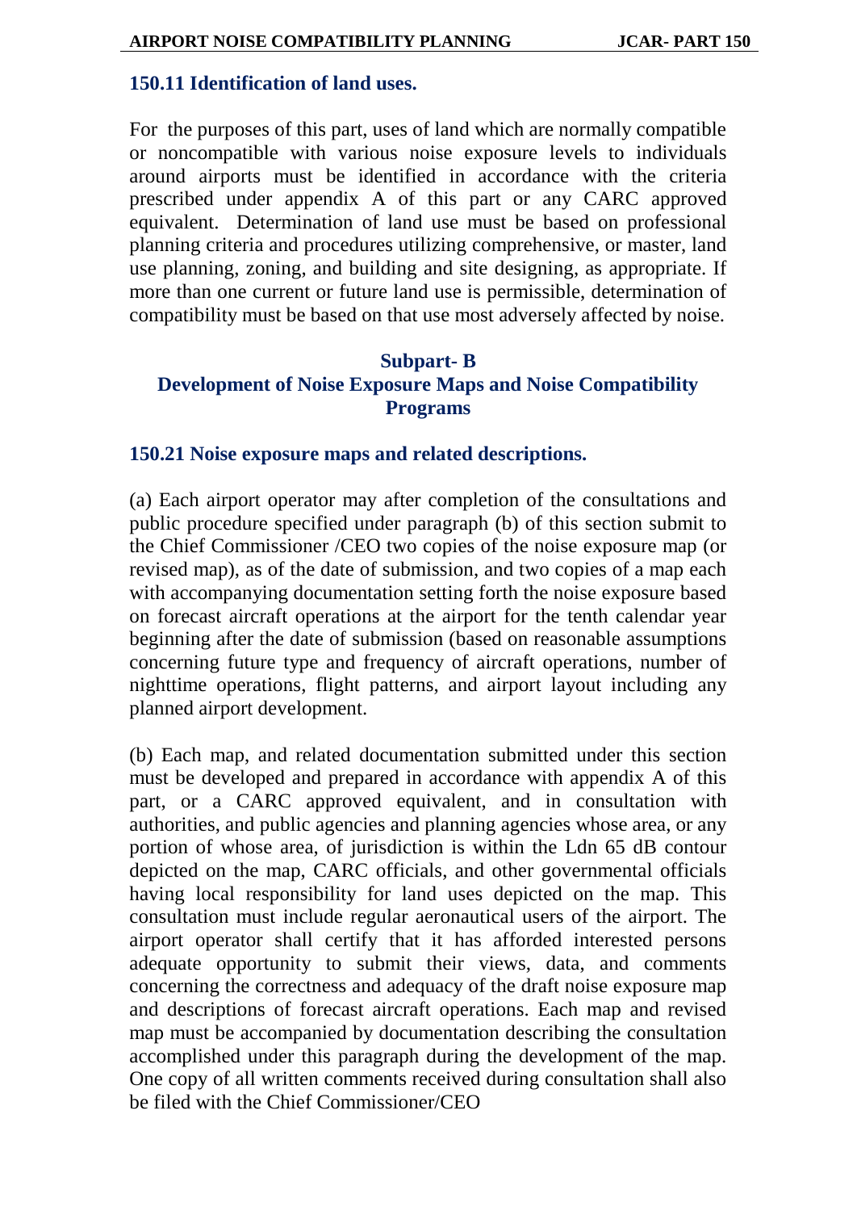### 150.11 Identification of land uses.

For the purposes of this part, uses of land which are normally compatible or noncompatible with various noise exposure levels to individuals around airports must be identified in accordance with the criteria prescribed under appendix A of this part or any CARC approved equivalent. Determination of land use must be based on professional planning criteria and procedures utilizing comprehensive, or master, land use planning, zoning, and building and site designing, as appropriate. If more than one current or future land use is permissible, determination of compatibility must be based on that use most adversely affected by noise.

## Subpart- B
## Development of Noise Exposure Maps and Noise Compatibility Programs

### 150.21 Noise exposure maps and related descriptions.

(a) Each airport operator may after completion of the consultations and public procedure specified under paragraph (b) of this section submit to the Chief Commissioner /CEO two copies of the noise exposure map (or revised map), as of the date of submission, and two copies of a map each with accompanying documentation setting forth the noise exposure based on forecast aircraft operations at the airport for the tenth calendar year beginning after the date of submission (based on reasonable assumptions concerning future type and frequency of aircraft operations, number of nighttime operations, flight patterns, and airport layout including any planned airport development.

(b) Each map, and related documentation submitted under this section must be developed and prepared in accordance with appendix A of this part, or a CARC approved equivalent, and in consultation with authorities, and public agencies and planning agencies whose area, or any portion of whose area, of jurisdiction is within the Ldn 65 dB contour depicted on the map, CARC officials, and other governmental officials having local responsibility for land uses depicted on the map. This consultation must include regular aeronautical users of the airport. The airport operator shall certify that it has afforded interested persons adequate opportunity to submit their views, data, and comments concerning the correctness and adequacy of the draft noise exposure map and descriptions of forecast aircraft operations. Each map and revised map must be accompanied by documentation describing the consultation accomplished under this paragraph during the development of the map. One copy of all written comments received during consultation shall also be filed with the Chief Commissioner/CEO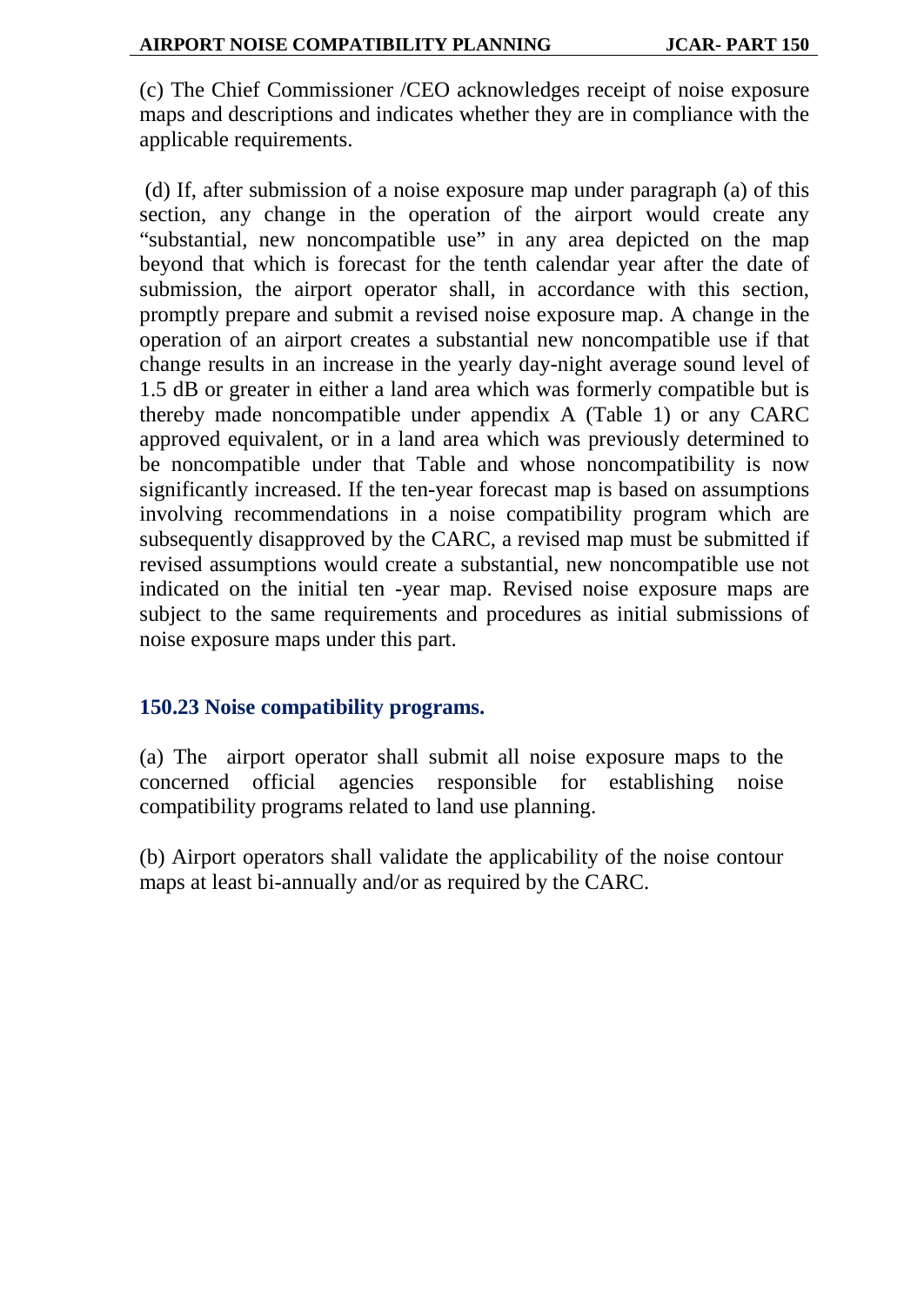(c) The Chief Commissioner /CEO acknowledges receipt of noise exposure maps and descriptions and indicates whether they are in compliance with the applicable requirements.

(d) If, after submission of a noise exposure map under paragraph (a) of this section, any change in the operation of the airport would create any "substantial, new noncompatible use" in any area depicted on the map beyond that which is forecast for the tenth calendar year after the date of submission, the airport operator shall, in accordance with this section, promptly prepare and submit a revised noise exposure map. A change in the operation of an airport creates a substantial new noncompatible use if that change results in an increase in the yearly day-night average sound level of 1.5 dB or greater in either a land area which was formerly compatible but is thereby made noncompatible under appendix A (Table 1) or any CARC approved equivalent, or in a land area which was previously determined to be noncompatible under that Table and whose noncompatibility is now significantly increased. If the ten-year forecast map is based on assumptions involving recommendations in a noise compatibility program which are subsequently disapproved by the CARC, a revised map must be submitted if revised assumptions would create a substantial, new noncompatible use not indicated on the initial ten -year map. Revised noise exposure maps are subject to the same requirements and procedures as initial submissions of noise exposure maps under this part.

### 150.23 Noise compatibility programs.

(a) The airport operator shall submit all noise exposure maps to the concerned official agencies responsible for establishing noise compatibility programs related to land use planning.

(b) Airport operators shall validate the applicability of the noise contour maps at least bi-annually and/or as required by the CARC.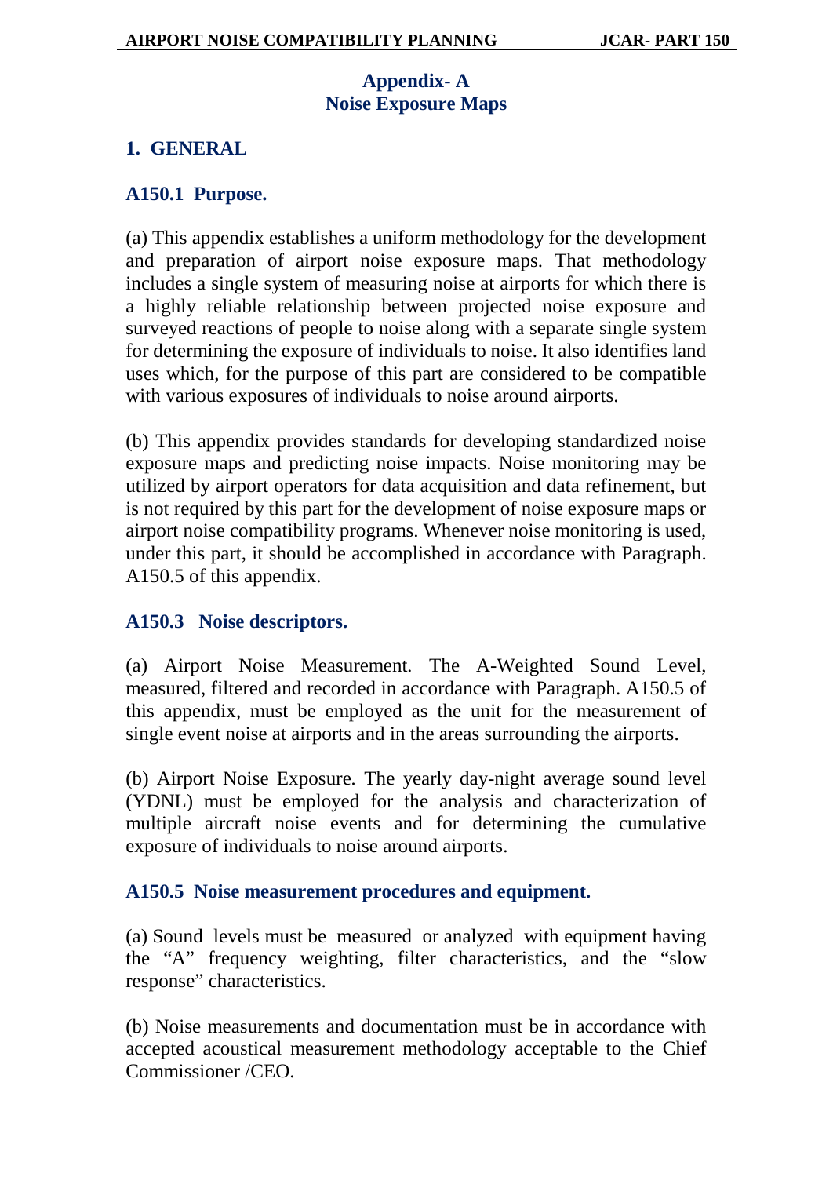# Appendix- A
# Noise Exposure Maps

## 1. GENERAL

### A150.1 Purpose.

(a) This appendix establishes a uniform methodology for the development and preparation of airport noise exposure maps. That methodology includes a single system of measuring noise at airports for which there is a highly reliable relationship between projected noise exposure and surveyed reactions of people to noise along with a separate single system for determining the exposure of individuals to noise. It also identifies land uses which, for the purpose of this part are considered to be compatible with various exposures of individuals to noise around airports.

(b) This appendix provides standards for developing standardized noise exposure maps and predicting noise impacts. Noise monitoring may be utilized by airport operators for data acquisition and data refinement, but is not required by this part for the development of noise exposure maps or airport noise compatibility programs. Whenever noise monitoring is used, under this part, it should be accomplished in accordance with Paragraph. A150.5 of this appendix.

### A150.3 Noise descriptors.

(a) Airport Noise Measurement. The A-Weighted Sound Level, measured, filtered and recorded in accordance with Paragraph. A150.5 of this appendix, must be employed as the unit for the measurement of single event noise at airports and in the areas surrounding the airports.

(b) Airport Noise Exposure. The yearly day-night average sound level (YDNL) must be employed for the analysis and characterization of multiple aircraft noise events and for determining the cumulative exposure of individuals to noise around airports.

### A150.5 Noise measurement procedures and equipment.

(a) Sound levels must be measured or analyzed with equipment having the "A" frequency weighting, filter characteristics, and the "slow response" characteristics.

(b) Noise measurements and documentation must be in accordance with accepted acoustical measurement methodology acceptable to the Chief Commissioner /CEO.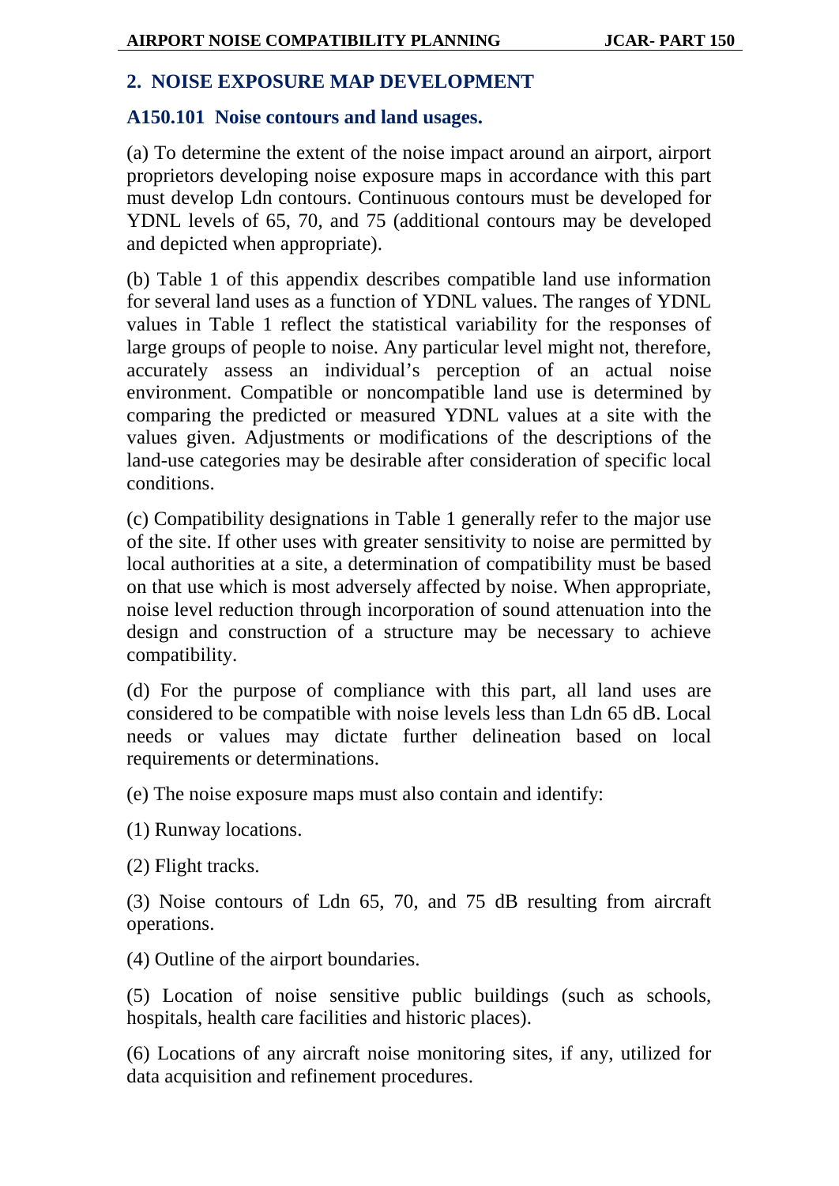## 2. NOISE EXPOSURE MAP DEVELOPMENT

### A150.101 Noise contours and land usages.

(a) To determine the extent of the noise impact around an airport, airport proprietors developing noise exposure maps in accordance with this part must develop Ldn contours. Continuous contours must be developed for YDNL levels of 65, 70, and 75 (additional contours may be developed and depicted when appropriate).

(b) Table 1 of this appendix describes compatible land use information for several land uses as a function of YDNL values. The ranges of YDNL values in Table 1 reflect the statistical variability for the responses of large groups of people to noise. Any particular level might not, therefore, accurately assess an individual's perception of an actual noise environment. Compatible or noncompatible land use is determined by comparing the predicted or measured YDNL values at a site with the values given. Adjustments or modifications of the descriptions of the land-use categories may be desirable after consideration of specific local conditions.

(c) Compatibility designations in Table 1 generally refer to the major use of the site. If other uses with greater sensitivity to noise are permitted by local authorities at a site, a determination of compatibility must be based on that use which is most adversely affected by noise. When appropriate, noise level reduction through incorporation of sound attenuation into the design and construction of a structure may be necessary to achieve compatibility.

(d) For the purpose of compliance with this part, all land uses are considered to be compatible with noise levels less than Ldn 65 dB. Local needs or values may dictate further delineation based on local requirements or determinations.

(e) The noise exposure maps must also contain and identify:

(1) Runway locations.

(2) Flight tracks.

(3) Noise contours of Ldn 65, 70, and 75 dB resulting from aircraft operations.

(4) Outline of the airport boundaries.

(5) Location of noise sensitive public buildings (such as schools, hospitals, health care facilities and historic places).

(6) Locations of any aircraft noise monitoring sites, if any, utilized for data acquisition and refinement procedures.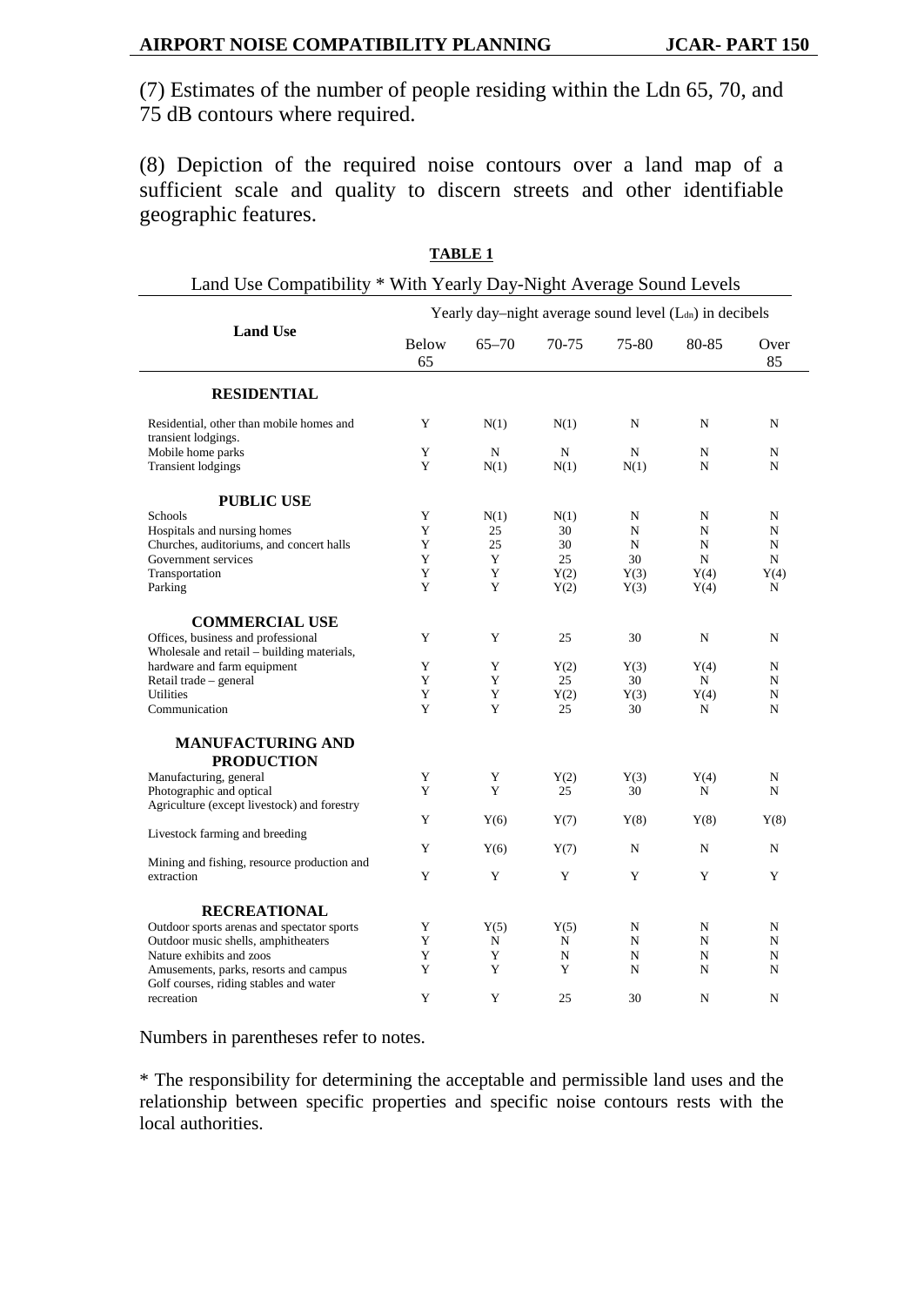(7) Estimates of the number of people residing within the Ldn 65, 70, and 75 dB contours where required.

(8) Depiction of the required noise contours over a land map of a sufficient scale and quality to discern streets and other identifiable geographic features.

**TABLE 1**

Land Use Compatibility * With Yearly Day-Night Average Sound Levels

| Land Use | Yearly day–night average sound level ($L_{dn}$) in decibels | | | | | |
|---|---|---|---|---|---|---|
| | Below 65 | 65–70 | 70-75 | 75-80 | 80-85 | Over 85 |
| **RESIDENTIAL** | | | | | | |
| Residential, other than mobile homes and transient lodgings. | Y | N(1) | N(1) | N | N | N |
| Mobile home parks | Y | N | N | N | N | N |
| Transient lodgings | Y | N(1) | N(1) | N(1) | N | N |
| **PUBLIC USE** | | | | | | |
| Schools | Y | N(1) | N(1) | N | N | N |
| Hospitals and nursing homes | Y | 25 | 30 | N | N | N |
| Churches, auditoriums, and concert halls | Y | 25 | 30 | N | N | N |
| Government services | Y | Y | 25 | 30 | N | N |
| Transportation | Y | Y | Y(2) | Y(3) | Y(4) | Y(4) |
| Parking | Y | Y | Y(2) | Y(3) | Y(4) | N |
| **COMMERCIAL USE** | | | | | | |
| Offices, business and professional | Y | Y | 25 | 30 | N | N |
| Wholesale and retail – building materials, hardware and farm equipment | Y | Y | Y(2) | Y(3) | Y(4) | N |
| Retail trade – general | Y | Y | 25 | 30 | N | N |
| Utilities | Y | Y | Y(2) | Y(3) | Y(4) | N |
| Communication | Y | Y | 25 | 30 | N | N |
| **MANUFACTURING AND PRODUCTION** | | | | | | |
| Manufacturing, general | Y | Y | Y(2) | Y(3) | Y(4) | N |
| Photographic and optical | Y | Y | 25 | 30 | N | N |
| Agriculture (except livestock) and forestry | Y | Y(6) | Y(7) | Y(8) | Y(8) | Y(8) |
| Livestock farming and breeding | Y | Y(6) | Y(7) | N | N | N |
| Mining and fishing, resource production and extraction | Y | Y | Y | Y | Y | Y |
| **RECREATIONAL** | | | | | | |
| Outdoor sports arenas and spectator sports | Y | Y(5) | Y(5) | N | N | N |
| Outdoor music shells, amphitheaters | Y | N | N | N | N | N |
| Nature exhibits and zoos | Y | Y | N | N | N | N |
| Amusements, parks, resorts and campus | Y | Y | Y | N | N | N |
| Golf courses, riding stables and water recreation | Y | Y | 25 | 30 | N | N |

Numbers in parentheses refer to notes.

* The responsibility for determining the acceptable and permissible land uses and the relationship between specific properties and specific noise contours rests with the local authorities.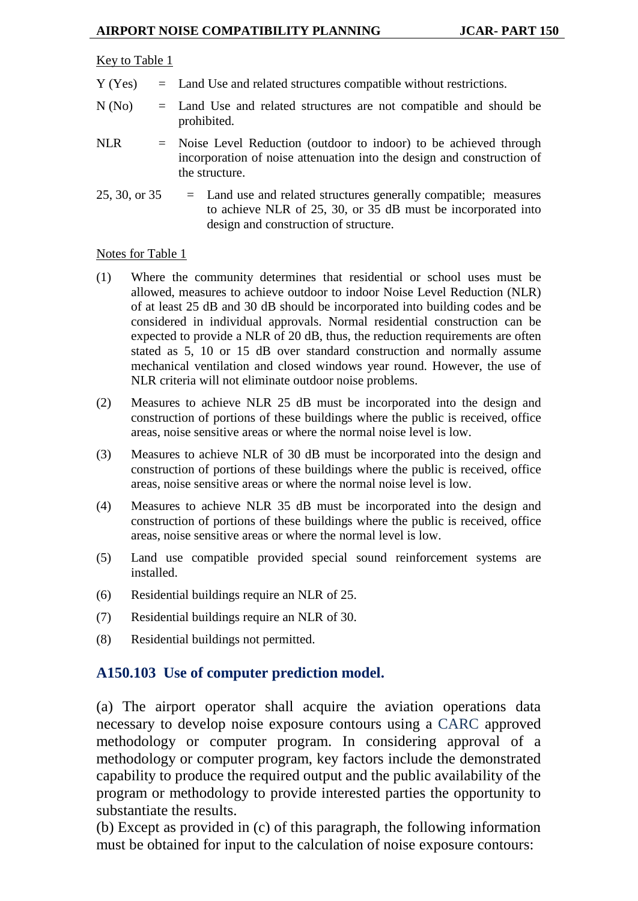Key to Table 1

Y (Yes) = Land Use and related structures compatible without restrictions.

N (No) = Land Use and related structures are not compatible and should be prohibited.

NLR = Noise Level Reduction (outdoor to indoor) to be achieved through incorporation of noise attenuation into the design and construction of the structure.

25, 30, or 35 = Land use and related structures generally compatible; measures to achieve NLR of 25, 30, or 35 dB must be incorporated into design and construction of structure.

Notes for Table 1

(1) Where the community determines that residential or school uses must be allowed, measures to achieve outdoor to indoor Noise Level Reduction (NLR) of at least 25 dB and 30 dB should be incorporated into building codes and be considered in individual approvals. Normal residential construction can be expected to provide a NLR of 20 dB, thus, the reduction requirements are often stated as 5, 10 or 15 dB over standard construction and normally assume mechanical ventilation and closed windows year round. However, the use of NLR criteria will not eliminate outdoor noise problems.

(2) Measures to achieve NLR 25 dB must be incorporated into the design and construction of portions of these buildings where the public is received, office areas, noise sensitive areas or where the normal noise level is low.

(3) Measures to achieve NLR of 30 dB must be incorporated into the design and construction of portions of these buildings where the public is received, office areas, noise sensitive areas or where the normal noise level is low.

(4) Measures to achieve NLR 35 dB must be incorporated into the design and construction of portions of these buildings where the public is received, office areas, noise sensitive areas or where the normal level is low.

(5) Land use compatible provided special sound reinforcement systems are installed.

(6) Residential buildings require an NLR of 25.

(7) Residential buildings require an NLR of 30.

(8) Residential buildings not permitted.

## A150.103 Use of computer prediction model.

(a) The airport operator shall acquire the aviation operations data necessary to develop noise exposure contours using a CARC approved methodology or computer program. In considering approval of a methodology or computer program, key factors include the demonstrated capability to produce the required output and the public availability of the program or methodology to provide interested parties the opportunity to substantiate the results.

(b) Except as provided in (c) of this paragraph, the following information must be obtained for input to the calculation of noise exposure contours: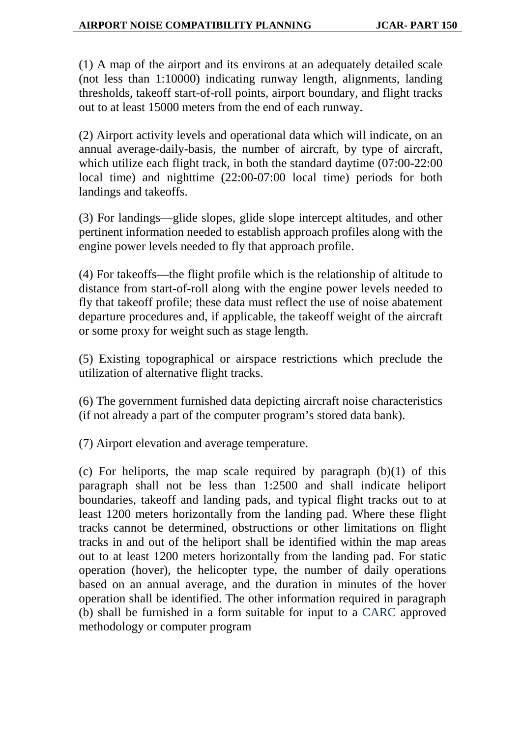(1) A map of the airport and its environs at an adequately detailed scale (not less than 1:10000) indicating runway length, alignments, landing thresholds, takeoff start-of-roll points, airport boundary, and flight tracks out to at least 15000 meters from the end of each runway.

(2) Airport activity levels and operational data which will indicate, on an annual average-daily-basis, the number of aircraft, by type of aircraft, which utilize each flight track, in both the standard daytime (07:00-22:00 local time) and nighttime (22:00-07:00 local time) periods for both landings and takeoffs.

(3) For landings—glide slopes, glide slope intercept altitudes, and other pertinent information needed to establish approach profiles along with the engine power levels needed to fly that approach profile.

(4) For takeoffs—the flight profile which is the relationship of altitude to distance from start-of-roll along with the engine power levels needed to fly that takeoff profile; these data must reflect the use of noise abatement departure procedures and, if applicable, the takeoff weight of the aircraft or some proxy for weight such as stage length.

(5) Existing topographical or airspace restrictions which preclude the utilization of alternative flight tracks.

(6) The government furnished data depicting aircraft noise characteristics (if not already a part of the computer program's stored data bank).

(7) Airport elevation and average temperature.

(c) For heliports, the map scale required by paragraph (b)(1) of this paragraph shall not be less than 1:2500 and shall indicate heliport boundaries, takeoff and landing pads, and typical flight tracks out to at least 1200 meters horizontally from the landing pad. Where these flight tracks cannot be determined, obstructions or other limitations on flight tracks in and out of the heliport shall be identified within the map areas out to at least 1200 meters horizontally from the landing pad. For static operation (hover), the helicopter type, the number of daily operations based on an annual average, and the duration in minutes of the hover operation shall be identified. The other information required in paragraph (b) shall be furnished in a form suitable for input to a CARC approved methodology or computer program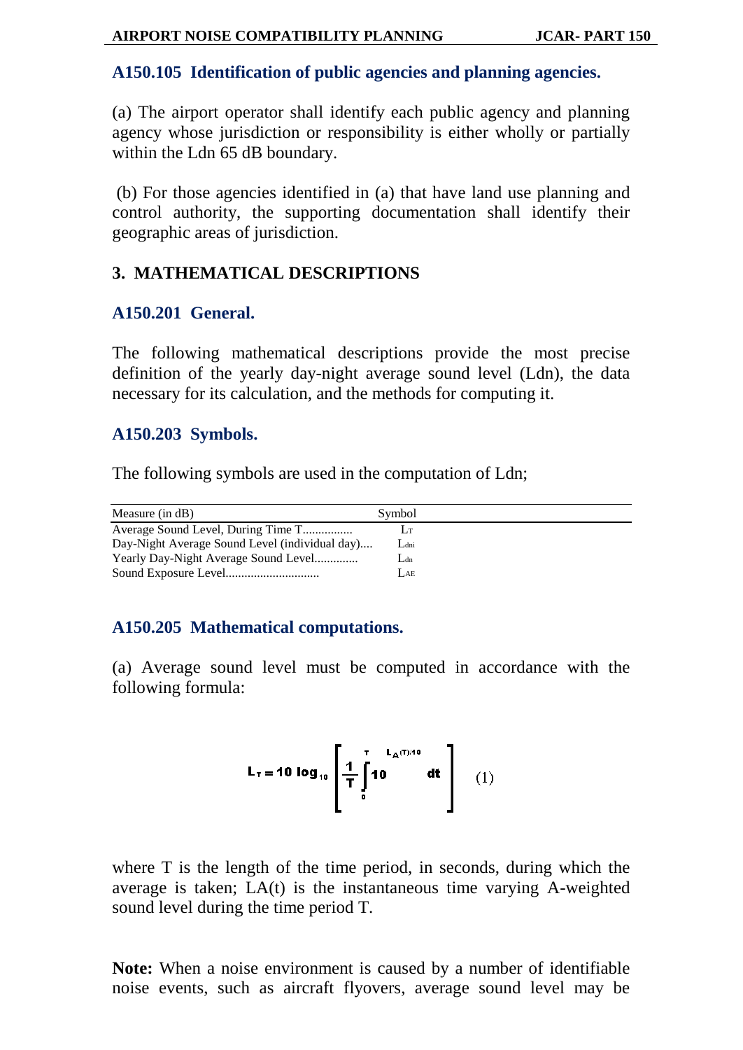### A150.105 Identification of public agencies and planning agencies.

(a) The airport operator shall identify each public agency and planning agency whose jurisdiction or responsibility is either wholly or partially within the Ldn 65 dB boundary.

(b) For those agencies identified in (a) that have land use planning and control authority, the supporting documentation shall identify their geographic areas of jurisdiction.

## 3. MATHEMATICAL DESCRIPTIONS

### A150.201 General.

The following mathematical descriptions provide the most precise definition of the yearly day-night average sound level (Ldn), the data necessary for its calculation, and the methods for computing it.

### A150.203 Symbols.

The following symbols are used in the computation of Ldn;

| Measure (in dB) | Symbol |
|---|---|
| Average Sound Level, During Time T................ | $L_T$ |
| Day-Night Average Sound Level (individual day).... | $L_{dni}$ |
| Yearly Day-Night Average Sound Level............. | $L_{dn}$ |
| Sound Exposure Level............................. | $L_{AE}$ |

### A150.205 Mathematical computations.

(a) Average sound level must be computed in accordance with the following formula:

$$L_T = 10 \log_{10} \left[ \frac{1}{T} \int_0^T 10^{L_A(T)/10} \, dt \right] \quad (1)$$

where T is the length of the time period, in seconds, during which the average is taken; LA(t) is the instantaneous time varying A-weighted sound level during the time period T.

**Note:** When a noise environment is caused by a number of identifiable noise events, such as aircraft flyovers, average sound level may be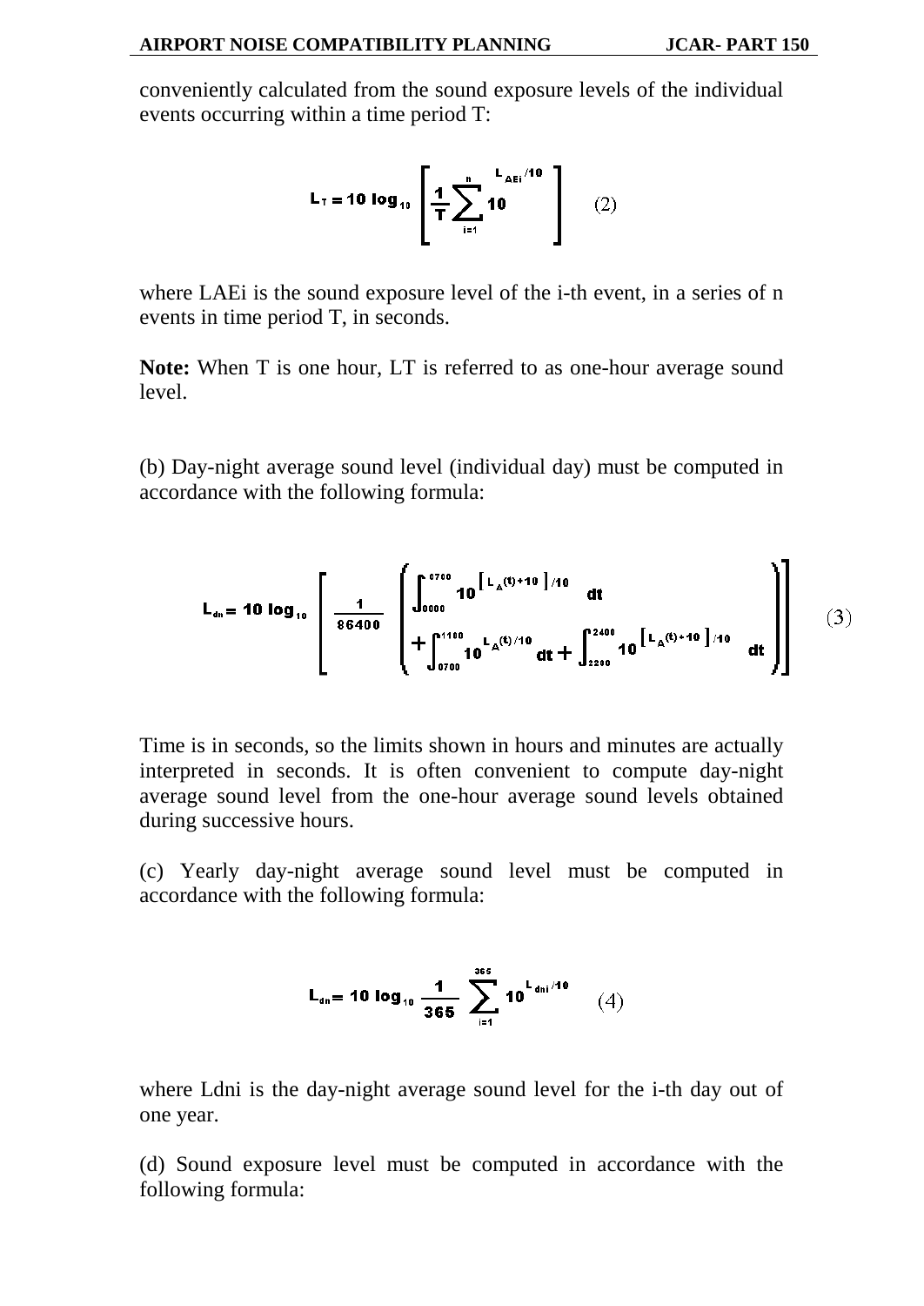conveniently calculated from the sound exposure levels of the individual events occurring within a time period T:

$$L_T = 10 \log_{10} \left[ \frac{1}{T} \sum_{i=1}^{n} 10^{L_{AEi}/10} \right] \quad (2)$$

where LAEi is the sound exposure level of the i-th event, in a series of n events in time period T, in seconds.

**Note:** When T is one hour, LT is referred to as one-hour average sound level.

(b) Day-night average sound level (individual day) must be computed in accordance with the following formula:

$$L_{dn} = 10 \log_{10} \left[ \frac{1}{86400} \left( \int_{0000}^{0700} 10^{\left[ L_A(t) + 10 \right]/10} dt + \int_{0700}^{1100} 10^{L_A(t)/10} dt + \int_{2200}^{2400} 10^{\left[ L_A(t) + 10 \right]/10} dt \right) \right] \quad (3)$$

Time is in seconds, so the limits shown in hours and minutes are actually interpreted in seconds. It is often convenient to compute day-night average sound level from the one-hour average sound levels obtained during successive hours.

(c) Yearly day-night average sound level must be computed in accordance with the following formula:

$$L_{dn} = 10 \log_{10} \frac{1}{365} \sum_{i=1}^{365} 10^{L_{dni}/10} \quad (4)$$

where Ldni is the day-night average sound level for the i-th day out of one year.

(d) Sound exposure level must be computed in accordance with the following formula: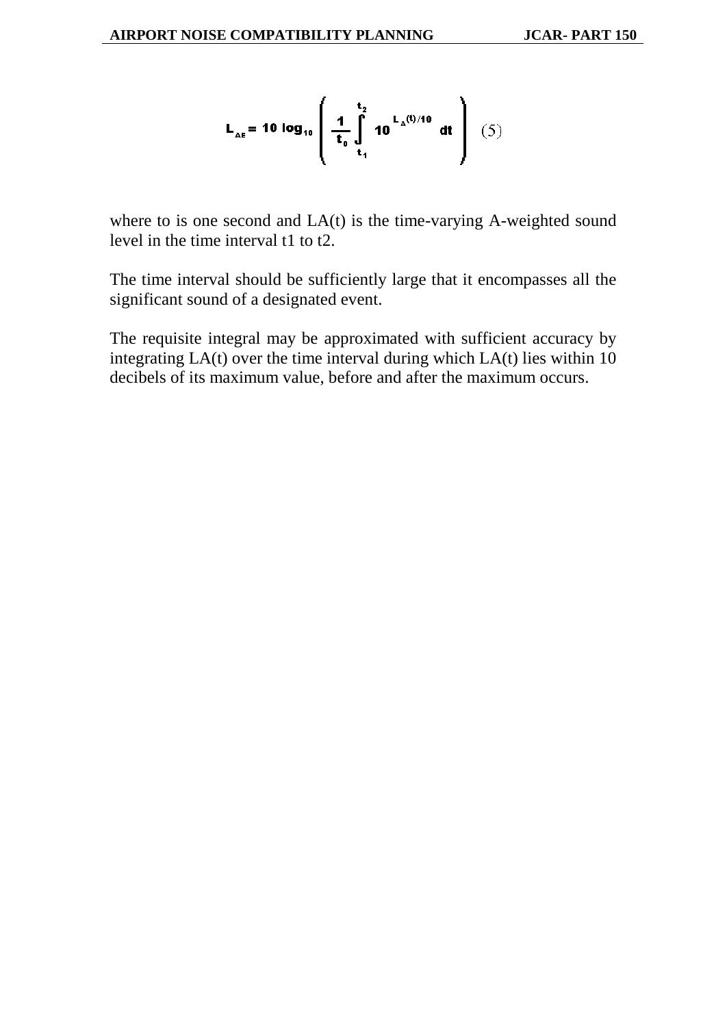$$L_{AE} = 10 \log_{10} \left( \frac{1}{t_0} \int_{t_1}^{t_2} 10^{L_A(t)/10} \, dt \right) \quad (5)$$

where to is one second and LA(t) is the time-varying A-weighted sound level in the time interval t1 to t2.

The time interval should be sufficiently large that it encompasses all the significant sound of a designated event.

The requisite integral may be approximated with sufficient accuracy by integrating LA(t) over the time interval during which LA(t) lies within 10 decibels of its maximum value, before and after the maximum occurs.